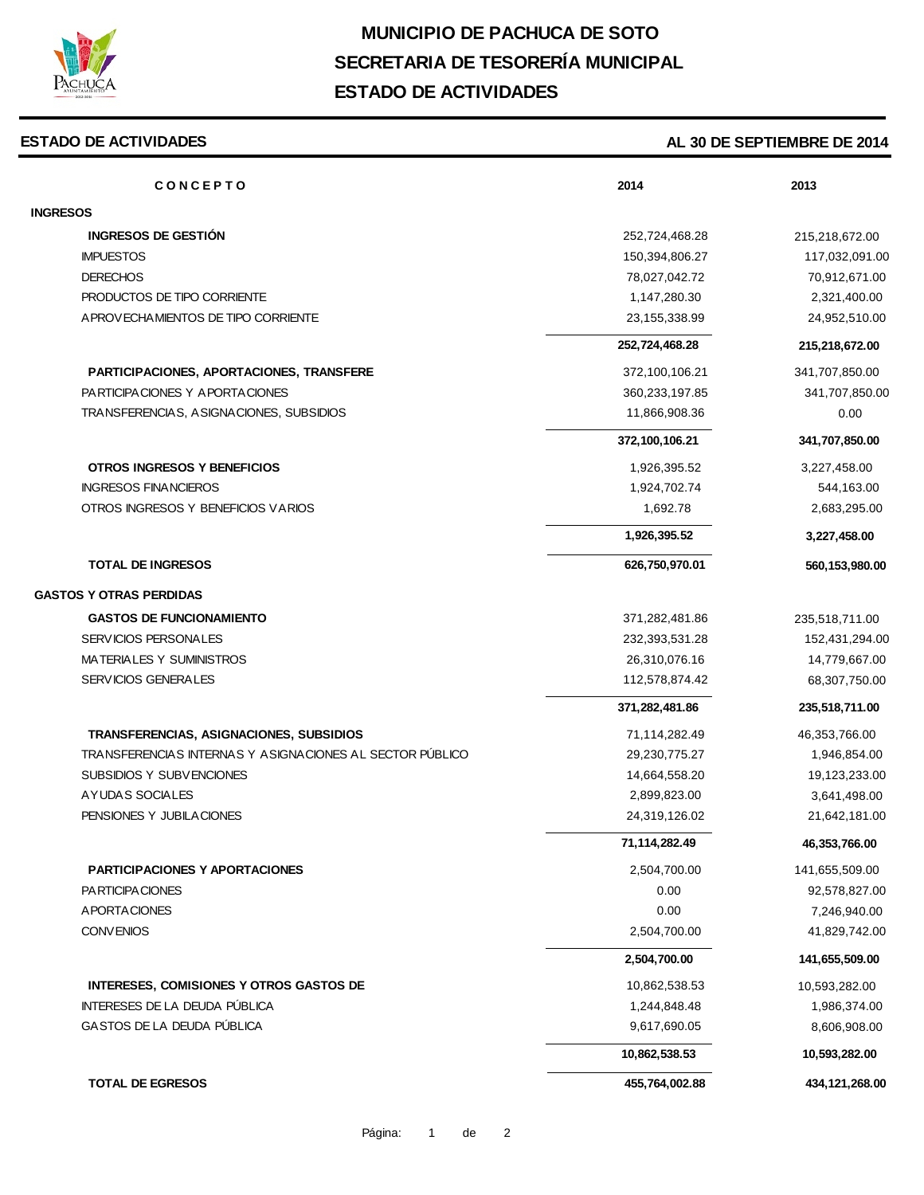# MUNICIPIO DE PACHUCA DE SOTO
## SECRETARIA DE TESORERÍA MUNICIPAL
## ESTADO DE ACTIVIDADES

**ESTADO DE ACTIVIDADES** — **AL 30 DE SEPTIEMBRE DE 2014**

| CONCEPTO | 2014 | 2013 |
|---|---|---|
| **INGRESOS** | | |
| **INGRESOS DE GESTIÓN** | 252,724,468.28 | 215,218,672.00 |
| IMPUESTOS | 150,394,806.27 | 117,032,091.00 |
| DERECHOS | 78,027,042.72 | 70,912,671.00 |
| PRODUCTOS DE TIPO CORRIENTE | 1,147,280.30 | 2,321,400.00 |
| APROVECHAMIENTOS DE TIPO CORRIENTE | 23,155,338.99 | 24,952,510.00 |
| | **252,724,468.28** | **215,218,672.00** |
| **PARTICIPACIONES, APORTACIONES, TRANSFERE** | 372,100,106.21 | 341,707,850.00 |
| PARTICIPACIONES Y APORTACIONES | 360,233,197.85 | 341,707,850.00 |
| TRANSFERENCIAS, ASIGNACIONES, SUBSIDIOS | 11,866,908.36 | 0.00 |
| | **372,100,106.21** | **341,707,850.00** |
| **OTROS INGRESOS Y BENEFICIOS** | 1,926,395.52 | 3,227,458.00 |
| INGRESOS FINANCIEROS | 1,924,702.74 | 544,163.00 |
| OTROS INGRESOS Y BENEFICIOS VARIOS | 1,692.78 | 2,683,295.00 |
| | **1,926,395.52** | **3,227,458.00** |
| **TOTAL DE INGRESOS** | **626,750,970.01** | **560,153,980.00** |
| **GASTOS Y OTRAS PERDIDAS** | | |
| **GASTOS DE FUNCIONAMIENTO** | 371,282,481.86 | 235,518,711.00 |
| SERVICIOS PERSONALES | 232,393,531.28 | 152,431,294.00 |
| MATERIALES Y SUMINISTROS | 26,310,076.16 | 14,779,667.00 |
| SERVICIOS GENERALES | 112,578,874.42 | 68,307,750.00 |
| | **371,282,481.86** | **235,518,711.00** |
| **TRANSFERENCIAS, ASIGNACIONES, SUBSIDIOS** | 71,114,282.49 | 46,353,766.00 |
| TRANSFERENCIAS INTERNAS Y ASIGNACIONES AL SECTOR PÚBLICO | 29,230,775.27 | 1,946,854.00 |
| SUBSIDIOS Y SUBVENCIONES | 14,664,558.20 | 19,123,233.00 |
| AYUDAS SOCIALES | 2,899,823.00 | 3,641,498.00 |
| PENSIONES Y JUBILACIONES | 24,319,126.02 | 21,642,181.00 |
| | **71,114,282.49** | **46,353,766.00** |
| **PARTICIPACIONES Y APORTACIONES** | 2,504,700.00 | 141,655,509.00 |
| PARTICIPACIONES | 0.00 | 92,578,827.00 |
| APORTACIONES | 0.00 | 7,246,940.00 |
| CONVENIOS | 2,504,700.00 | 41,829,742.00 |
| | **2,504,700.00** | **141,655,509.00** |
| **INTERESES, COMISIONES Y OTROS GASTOS DE** | 10,862,538.53 | 10,593,282.00 |
| INTERESES DE LA DEUDA PÚBLICA | 1,244,848.48 | 1,986,374.00 |
| GASTOS DE LA DEUDA PÚBLICA | 9,617,690.05 | 8,606,908.00 |
| | **10,862,538.53** | **10,593,282.00** |
| **TOTAL DE EGRESOS** | **455,764,002.88** | **434,121,268.00** |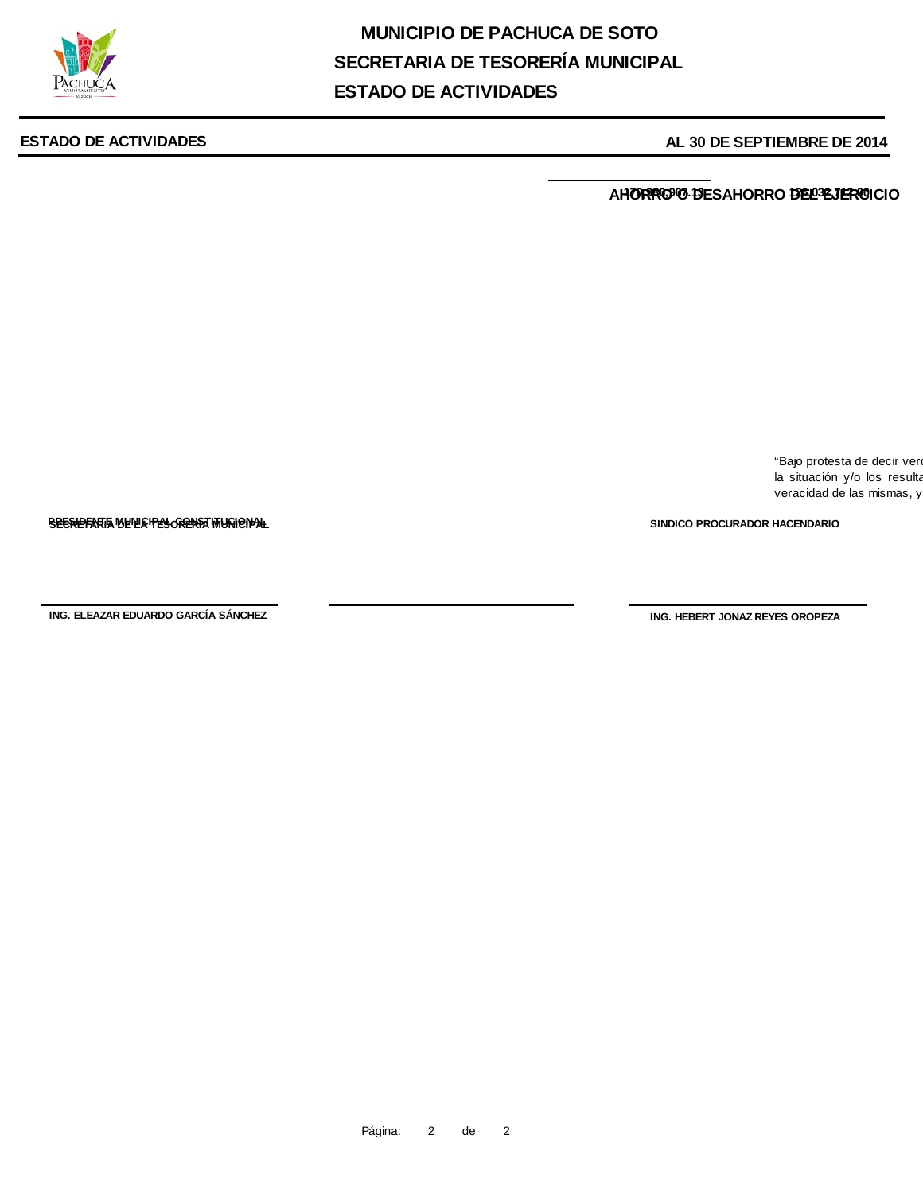# MUNICIPIO DE PACHUCA DE SOTO
## SECRETARIA DE TESORERÍA MUNICIPAL
## ESTADO DE ACTIVIDADES

**ESTADO DE ACTIVIDADES** — **AL 30 DE SEPTIEMBRE DE 2014**

| | | |
|---|---|---|
| **AHORRO O DESAHORRO DEL EJERCICIO** | **170,986,907.13** | **186,032,712.00** |

"Bajo protesta de decir verd
la situación y/o los result
veracidad de las mismas, y

**PRESIDENTE MUNICIPAL CONSTITUCIONAL**

**SECRETARIA DE LA TESORERIA MUNICIPAL**

**SINDICO PROCURADOR HACENDARIO**

**ING. ELEAZAR EDUARDO GARCÍA SÁNCHEZ**

**ING. HEBERT JONAZ REYES OROPEZA**